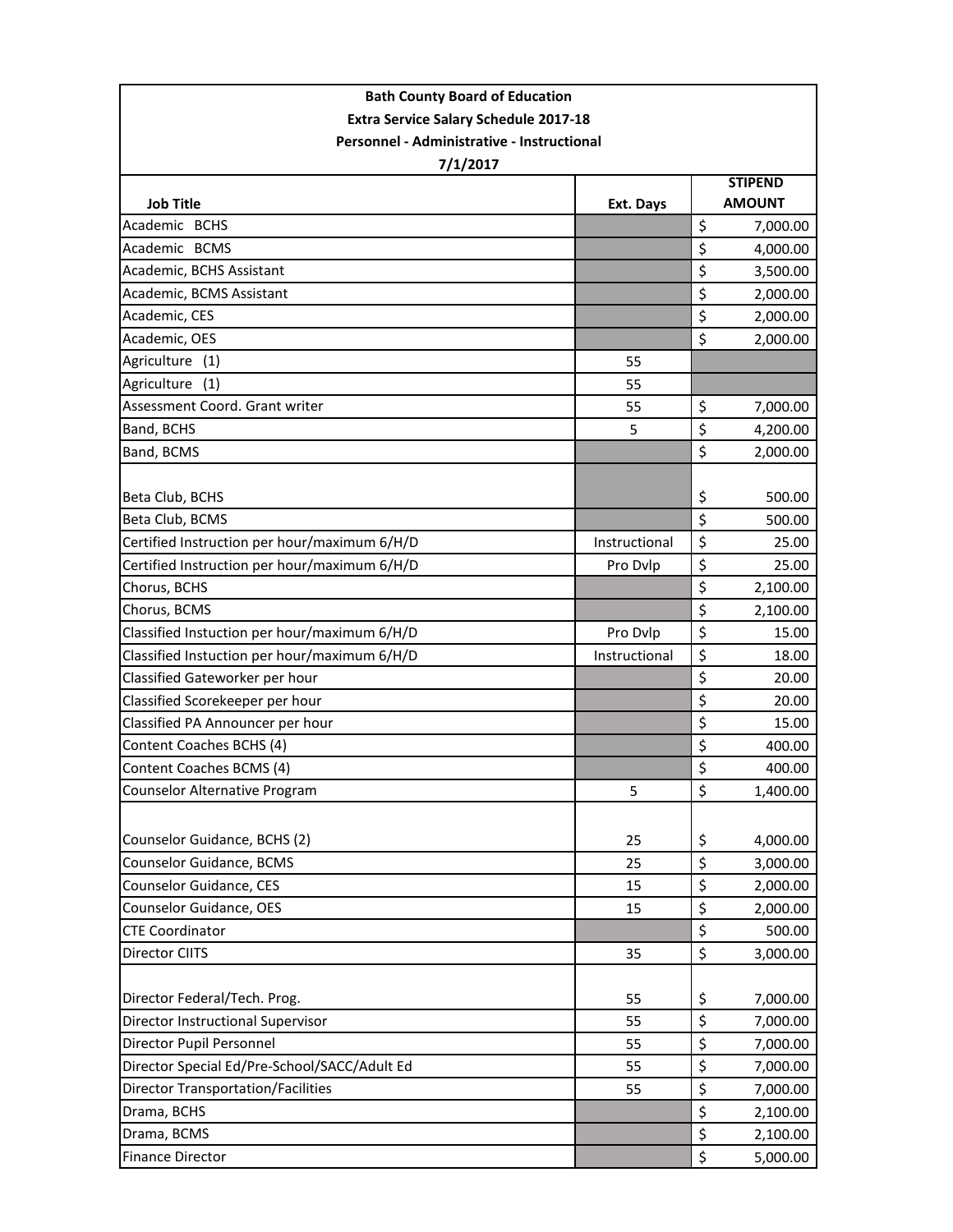**Bath County Board of Education**
**Extra Service Salary Schedule 2017-18**
**Personnel - Administrative - Instructional**
**7/1/2017**

| Job Title | Ext. Days | STIPEND AMOUNT |
|---|---|---|
| Academic BCHS | | $ 7,000.00 |
| Academic BCMS | | $ 4,000.00 |
| Academic, BCHS Assistant | | $ 3,500.00 |
| Academic, BCMS Assistant | | $ 2,000.00 |
| Academic, CES | | $ 2,000.00 |
| Academic, OES | | $ 2,000.00 |
| Agriculture (1) | 55 | |
| Agriculture (1) | 55 | |
| Assessment Coord. Grant writer | 55 | $ 7,000.00 |
| Band, BCHS | 5 | $ 4,200.00 |
| Band, BCMS | | $ 2,000.00 |
| Beta Club, BCHS | | $ 500.00 |
| Beta Club, BCMS | | $ 500.00 |
| Certified Instruction per hour/maximum 6/H/D | Instructional | $ 25.00 |
| Certified Instruction per hour/maximum 6/H/D | Pro Dvlp | $ 25.00 |
| Chorus, BCHS | | $ 2,100.00 |
| Chorus, BCMS | | $ 2,100.00 |
| Classified Instuction per hour/maximum 6/H/D | Pro Dvlp | $ 15.00 |
| Classified Instuction per hour/maximum 6/H/D | Instructional | $ 18.00 |
| Classified Gateworker per hour | | $ 20.00 |
| Classified Scorekeeper per hour | | $ 20.00 |
| Classified PA Announcer per hour | | $ 15.00 |
| Content Coaches BCHS (4) | | $ 400.00 |
| Content Coaches BCMS (4) | | $ 400.00 |
| Counselor Alternative Program | 5 | $ 1,400.00 |
| Counselor Guidance, BCHS (2) | 25 | $ 4,000.00 |
| Counselor Guidance, BCMS | 25 | $ 3,000.00 |
| Counselor Guidance, CES | 15 | $ 2,000.00 |
| Counselor Guidance, OES | 15 | $ 2,000.00 |
| CTE Coordinator | | $ 500.00 |
| Director CIITS | 35 | $ 3,000.00 |
| Director Federal/Tech. Prog. | 55 | $ 7,000.00 |
| Director Instructional Supervisor | 55 | $ 7,000.00 |
| Director Pupil Personnel | 55 | $ 7,000.00 |
| Director Special Ed/Pre-School/SACC/Adult Ed | 55 | $ 7,000.00 |
| Director Transportation/Facilities | 55 | $ 7,000.00 |
| Drama, BCHS | | $ 2,100.00 |
| Drama, BCMS | | $ 2,100.00 |
| Finance Director | | $ 5,000.00 |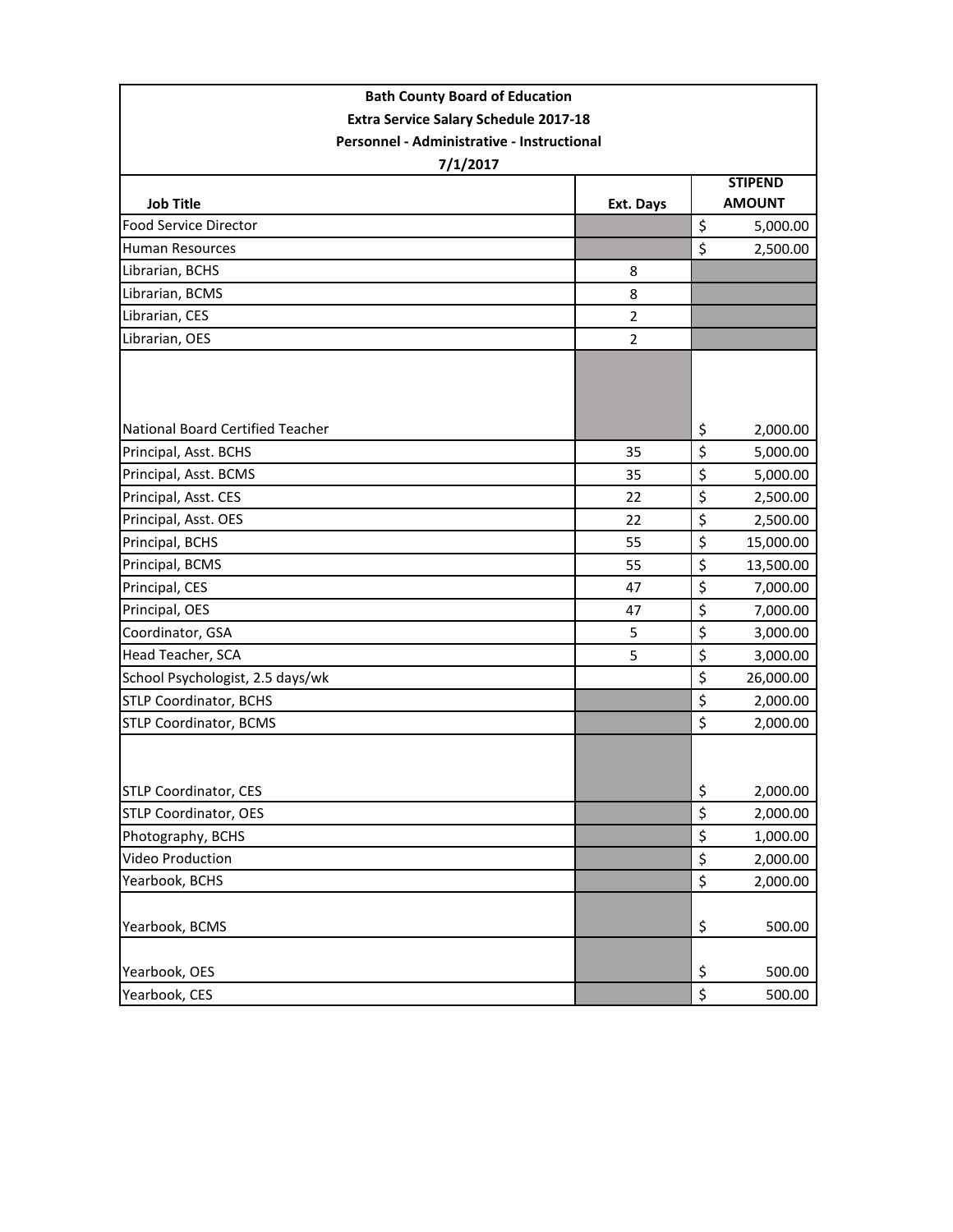**Bath County Board of Education**

**Extra Service Salary Schedule 2017-18**

**Personnel - Administrative - Instructional**

**7/1/2017**

| Job Title | Ext. Days | STIPEND AMOUNT |
|---|---|---|
| Food Service Director | | $ 5,000.00 |
| Human Resources | | $ 2,500.00 |
| Librarian, BCHS | 8 | |
| Librarian, BCMS | 8 | |
| Librarian, CES | 2 | |
| Librarian, OES | 2 | |
| National Board Certified Teacher | | $ 2,000.00 |
| Principal, Asst. BCHS | 35 | $ 5,000.00 |
| Principal, Asst. BCMS | 35 | $ 5,000.00 |
| Principal, Asst. CES | 22 | $ 2,500.00 |
| Principal, Asst. OES | 22 | $ 2,500.00 |
| Principal, BCHS | 55 | $ 15,000.00 |
| Principal, BCMS | 55 | $ 13,500.00 |
| Principal, CES | 47 | $ 7,000.00 |
| Principal, OES | 47 | $ 7,000.00 |
| Coordinator, GSA | 5 | $ 3,000.00 |
| Head Teacher, SCA | 5 | $ 3,000.00 |
| School Psychologist, 2.5 days/wk | | $ 26,000.00 |
| STLP Coordinator, BCHS | | $ 2,000.00 |
| STLP Coordinator, BCMS | | $ 2,000.00 |
| STLP Coordinator, CES | | $ 2,000.00 |
| STLP Coordinator, OES | | $ 2,000.00 |
| Photography, BCHS | | $ 1,000.00 |
| Video Production | | $ 2,000.00 |
| Yearbook, BCHS | | $ 2,000.00 |
| Yearbook, BCMS | | $ 500.00 |
| Yearbook, OES | | $ 500.00 |
| Yearbook, CES | | $ 500.00 |